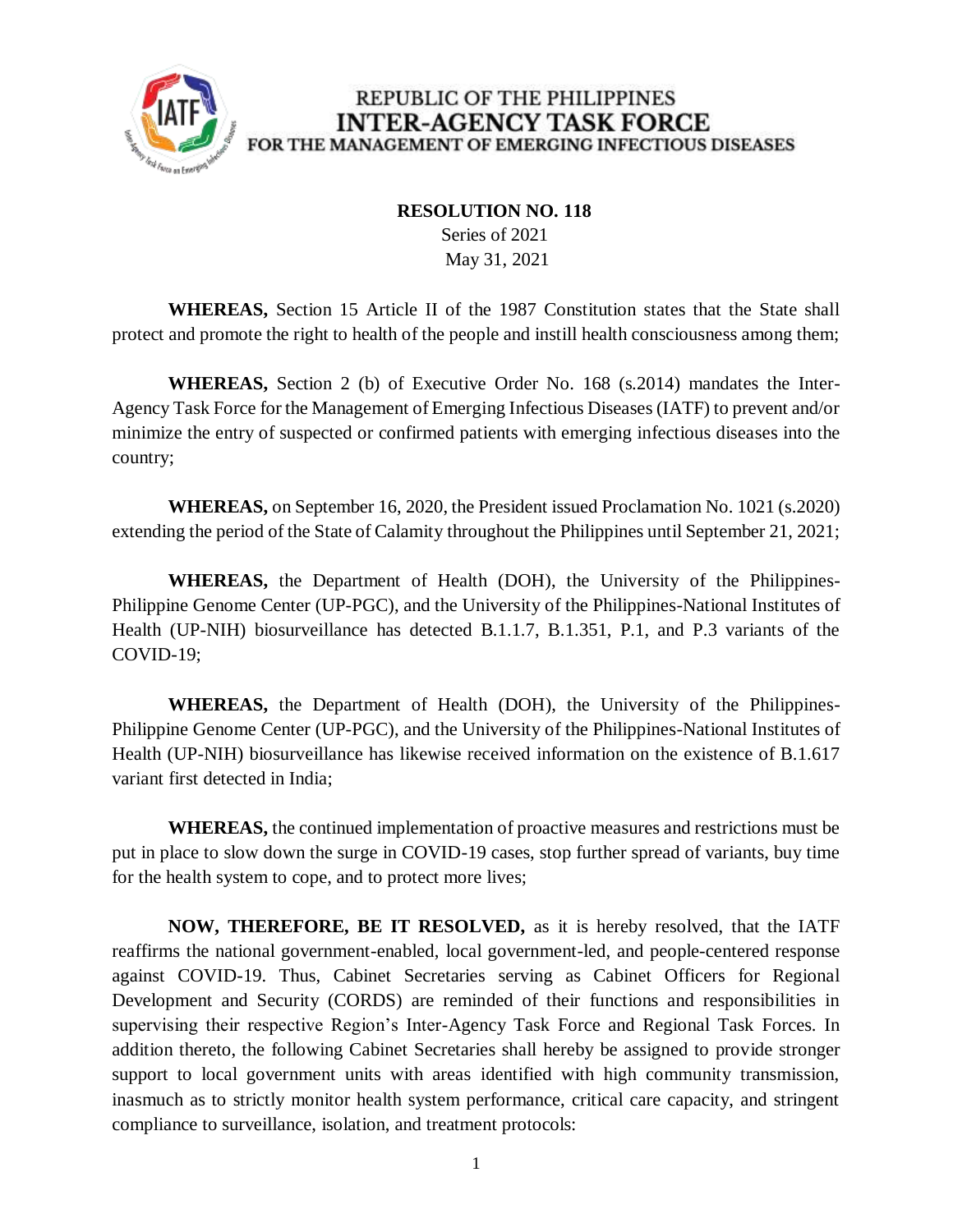REPUBLIC OF THE PHILIPPINES
**INTER-AGENCY TASK FORCE**
FOR THE MANAGEMENT OF EMERGING INFECTIOUS DISEASES

**RESOLUTION NO. 118**
Series of 2021
May 31, 2021

**WHEREAS,** Section 15 Article II of the 1987 Constitution states that the State shall protect and promote the right to health of the people and instill health consciousness among them;

**WHEREAS,** Section 2 (b) of Executive Order No. 168 (s.2014) mandates the Inter-Agency Task Force for the Management of Emerging Infectious Diseases (IATF) to prevent and/or minimize the entry of suspected or confirmed patients with emerging infectious diseases into the country;

**WHEREAS,** on September 16, 2020, the President issued Proclamation No. 1021 (s.2020) extending the period of the State of Calamity throughout the Philippines until September 21, 2021;

**WHEREAS,** the Department of Health (DOH), the University of the Philippines-Philippine Genome Center (UP-PGC), and the University of the Philippines-National Institutes of Health (UP-NIH) biosurveillance has detected B.1.1.7, B.1.351, P.1, and P.3 variants of the COVID-19;

**WHEREAS,** the Department of Health (DOH), the University of the Philippines-Philippine Genome Center (UP-PGC), and the University of the Philippines-National Institutes of Health (UP-NIH) biosurveillance has likewise received information on the existence of B.1.617 variant first detected in India;

**WHEREAS,** the continued implementation of proactive measures and restrictions must be put in place to slow down the surge in COVID-19 cases, stop further spread of variants, buy time for the health system to cope, and to protect more lives;

**NOW, THEREFORE, BE IT RESOLVED,** as it is hereby resolved, that the IATF reaffirms the national government-enabled, local government-led, and people-centered response against COVID-19. Thus, Cabinet Secretaries serving as Cabinet Officers for Regional Development and Security (CORDS) are reminded of their functions and responsibilities in supervising their respective Region's Inter-Agency Task Force and Regional Task Forces. In addition thereto, the following Cabinet Secretaries shall hereby be assigned to provide stronger support to local government units with areas identified with high community transmission, inasmuch as to strictly monitor health system performance, critical care capacity, and stringent compliance to surveillance, isolation, and treatment protocols: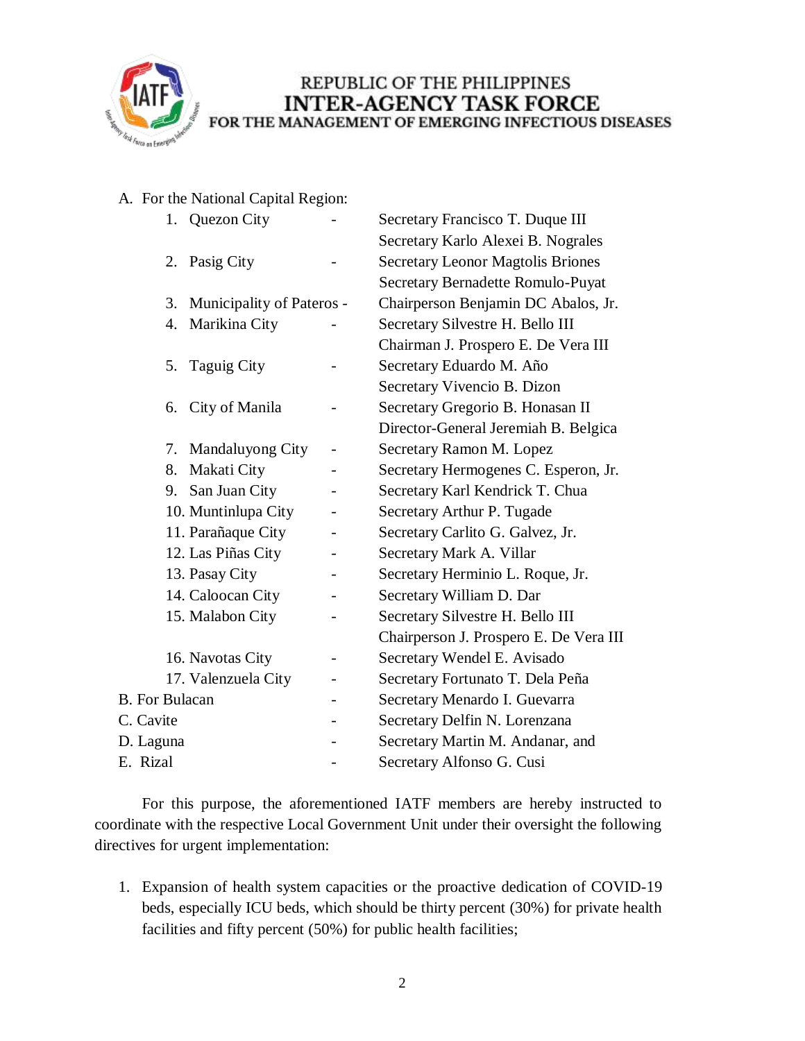A. For the National Capital Region:

| | | |
|---|---|---|
| 1. Quezon City | - | Secretary Francisco T. Duque III<br>Secretary Karlo Alexei B. Nograles |
| 2. Pasig City | - | Secretary Leonor Magtolis Briones<br>Secretary Bernadette Romulo-Puyat |
| 3. Municipality of Pateros | - | Chairperson Benjamin DC Abalos, Jr. |
| 4. Marikina City | - | Secretary Silvestre H. Bello III<br>Chairman J. Prospero E. De Vera III |
| 5. Taguig City | - | Secretary Eduardo M. Año<br>Secretary Vivencio B. Dizon |
| 6. City of Manila | - | Secretary Gregorio B. Honasan II<br>Director-General Jeremiah B. Belgica |
| 7. Mandaluyong City | - | Secretary Ramon M. Lopez |
| 8. Makati City | - | Secretary Hermogenes C. Esperon, Jr. |
| 9. San Juan City | - | Secretary Karl Kendrick T. Chua |
| 10. Muntinlupa City | - | Secretary Arthur P. Tugade |
| 11. Parañaque City | - | Secretary Carlito G. Galvez, Jr. |
| 12. Las Piñas City | - | Secretary Mark A. Villar |
| 13. Pasay City | - | Secretary Herminio L. Roque, Jr. |
| 14. Caloocan City | - | Secretary William D. Dar |
| 15. Malabon City | - | Secretary Silvestre H. Bello III<br>Chairperson J. Prospero E. De Vera III |
| 16. Navotas City | - | Secretary Wendel E. Avisado |
| 17. Valenzuela City | - | Secretary Fortunato T. Dela Peña |

| | | |
|---|---|---|
| B. For Bulacan | - | Secretary Menardo I. Guevarra |
| C. Cavite | - | Secretary Delfin N. Lorenzana |
| D. Laguna | - | Secretary Martin M. Andanar, and |
| E. Rizal | - | Secretary Alfonso G. Cusi |

For this purpose, the aforementioned IATF members are hereby instructed to coordinate with the respective Local Government Unit under their oversight the following directives for urgent implementation:

1. Expansion of health system capacities or the proactive dedication of COVID-19 beds, especially ICU beds, which should be thirty percent (30%) for private health facilities and fifty percent (50%) for public health facilities;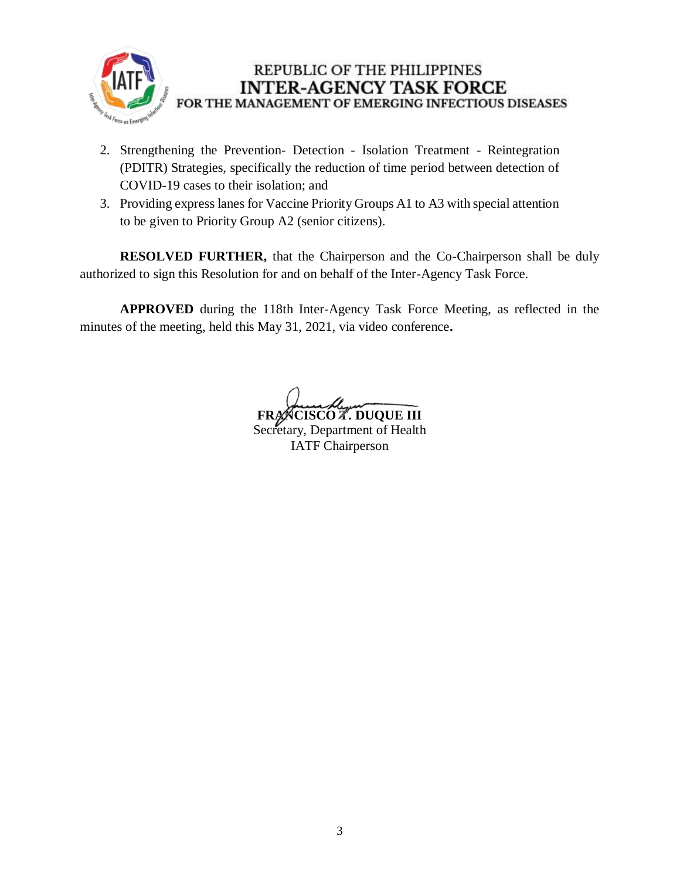2. Strengthening the Prevention- Detection - Isolation Treatment - Reintegration (PDITR) Strategies, specifically the reduction of time period between detection of COVID-19 cases to their isolation; and
3. Providing express lanes for Vaccine Priority Groups A1 to A3 with special attention to be given to Priority Group A2 (senior citizens).

**RESOLVED FURTHER,** that the Chairperson and the Co-Chairperson shall be duly authorized to sign this Resolution for and on behalf of the Inter-Agency Task Force.

**APPROVED** during the 118th Inter-Agency Task Force Meeting, as reflected in the minutes of the meeting, held this May 31, 2021, via video conference**.**

**FRANCISCO T. DUQUE III**
Secretary, Department of Health
IATF Chairperson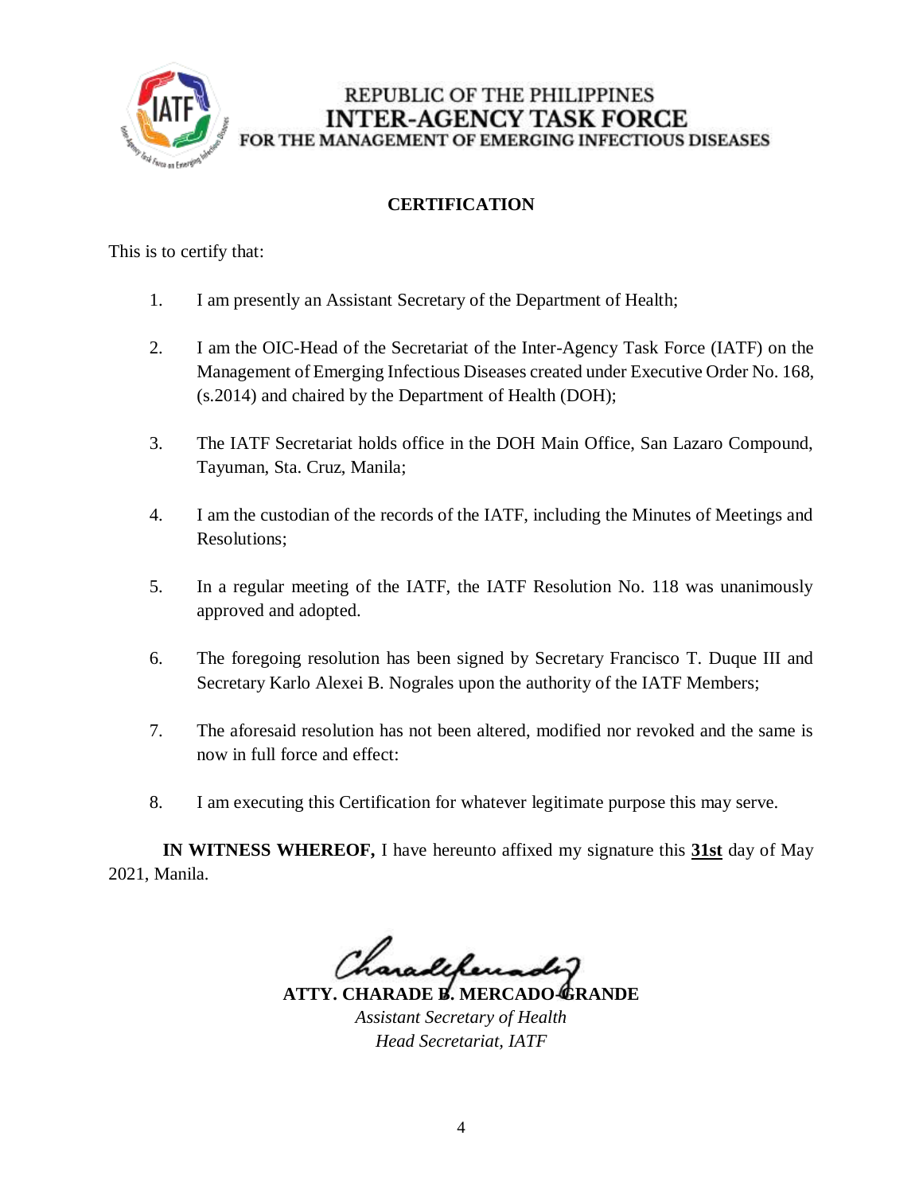REPUBLIC OF THE PHILIPPINES
INTER-AGENCY TASK FORCE
FOR THE MANAGEMENT OF EMERGING INFECTIOUS DISEASES

## CERTIFICATION

This is to certify that:

1. I am presently an Assistant Secretary of the Department of Health;
2. I am the OIC-Head of the Secretariat of the Inter-Agency Task Force (IATF) on the Management of Emerging Infectious Diseases created under Executive Order No. 168, (s.2014) and chaired by the Department of Health (DOH);
3. The IATF Secretariat holds office in the DOH Main Office, San Lazaro Compound, Tayuman, Sta. Cruz, Manila;
4. I am the custodian of the records of the IATF, including the Minutes of Meetings and Resolutions;
5. In a regular meeting of the IATF, the IATF Resolution No. 118 was unanimously approved and adopted.
6. The foregoing resolution has been signed by Secretary Francisco T. Duque III and Secretary Karlo Alexei B. Nograles upon the authority of the IATF Members;
7. The aforesaid resolution has not been altered, modified nor revoked and the same is now in full force and effect:
8. I am executing this Certification for whatever legitimate purpose this may serve.

**IN WITNESS WHEREOF,** I have hereunto affixed my signature this **31st** day of May 2021, Manila.

**ATTY. CHARADE B. MERCADO-GRANDE**
*Assistant Secretary of Health*
*Head Secretariat, IATF*